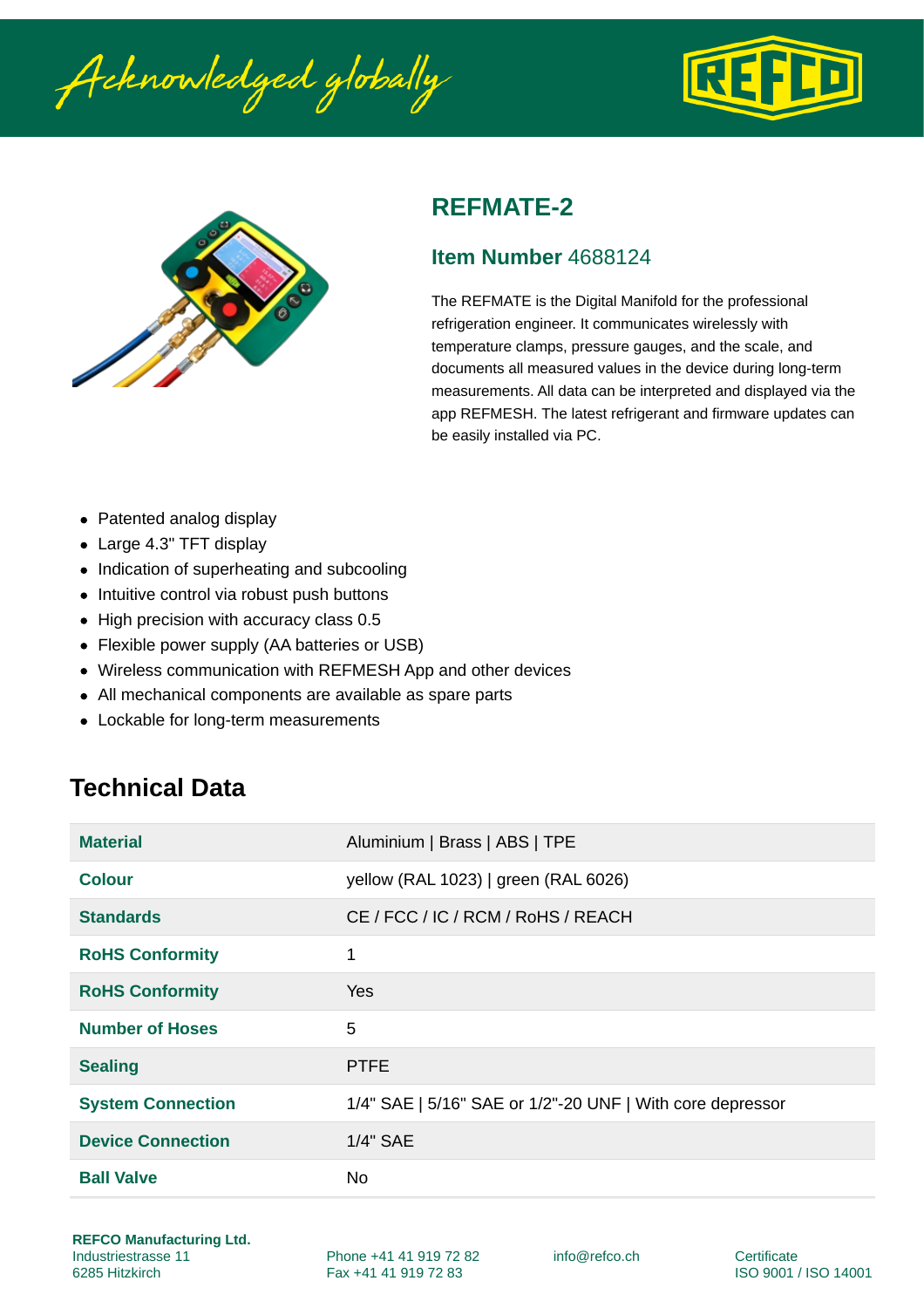## REFMATE-2

### Item Number 4688124

The REFMATE is the Digital Manifold for the professional refrigeration engineer. It communicates wirelessly with temperature clamps, pressure gauges, and the scale, and documents all measured values in the device during long-term measurements. All data can be interpreted and displayed via the app REFMESH. The latest refrigerant and firmware updates can be easily installed via PC.

- Patented analog display
- Large 4.3" TFT display
- Indication of superheating and subcooling
- Intuitive control via robust push buttons
- High precision with accuracy class 0.5
- Flexible power supply (AA batteries or USB)
- Wireless communication with REFMESH App and other devices
- All mechanical components are available as spare parts
- Lockable for long-term measurements

## Technical Data

| | |
|---|---|
| **Material** | Aluminium \| Brass \| ABS \| TPE |
| **Colour** | yellow (RAL 1023) \| green (RAL 6026) |
| **Standards** | CE / FCC / IC / RCM / RoHS / REACH |
| **RoHS Conformity** | 1 |
| **RoHS Conformity** | Yes |
| **Number of Hoses** | 5 |
| **Sealing** | PTFE |
| **System Connection** | 1/4" SAE \| 5/16" SAE or 1/2"-20 UNF \| With core depressor |
| **Device Connection** | 1/4" SAE |
| **Ball Valve** | No |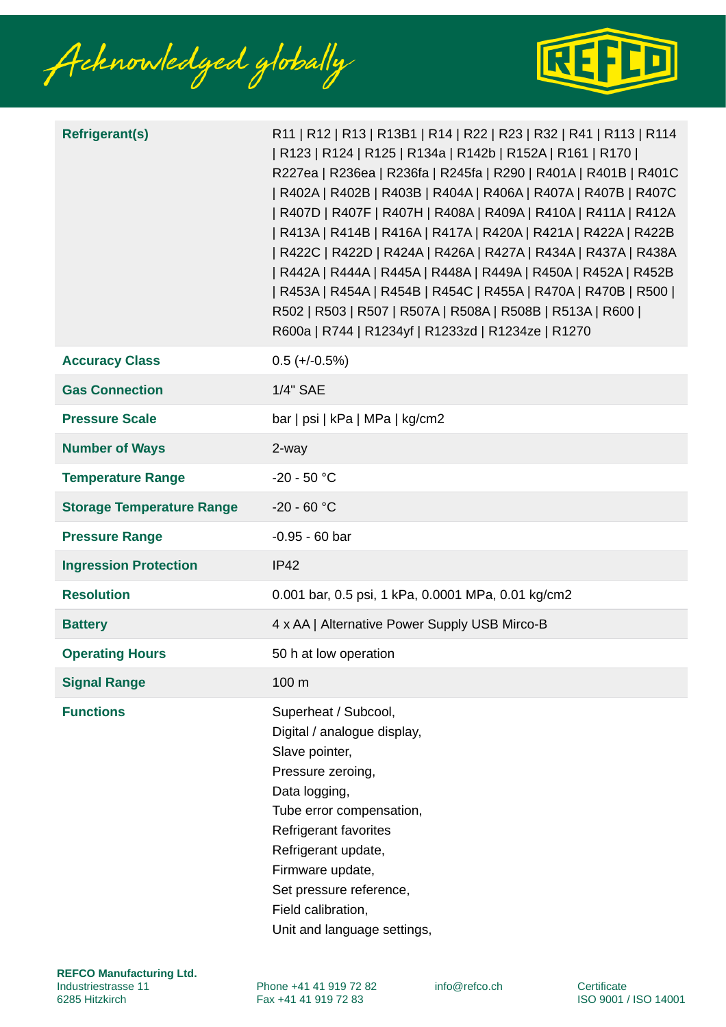| | |
|---|---|
| **Refrigerant(s)** | R11 \| R12 \| R13 \| R13B1 \| R14 \| R22 \| R23 \| R32 \| R41 \| R113 \| R114 \| R123 \| R124 \| R125 \| R134a \| R142b \| R152A \| R161 \| R170 \| R227ea \| R236ea \| R236fa \| R245fa \| R290 \| R401A \| R401B \| R401C \| R402A \| R402B \| R403B \| R404A \| R406A \| R407A \| R407B \| R407C \| R407D \| R407F \| R407H \| R408A \| R409A \| R410A \| R411A \| R412A \| R413A \| R414B \| R416A \| R417A \| R420A \| R421A \| R422A \| R422B \| R422C \| R422D \| R424A \| R426A \| R427A \| R434A \| R437A \| R438A \| R442A \| R444A \| R445A \| R448A \| R449A \| R450A \| R452A \| R452B \| R453A \| R454A \| R454B \| R454C \| R455A \| R470A \| R470B \| R500 \| R502 \| R503 \| R507 \| R507A \| R508A \| R508B \| R513A \| R600 \| R600a \| R744 \| R1234yf \| R1233zd \| R1234ze \| R1270 |
| **Accuracy Class** | 0.5 (+/-0.5%) |
| **Gas Connection** | 1/4" SAE |
| **Pressure Scale** | bar \| psi \| kPa \| MPa \| kg/cm2 |
| **Number of Ways** | 2-way |
| **Temperature Range** | -20 - 50 °C |
| **Storage Temperature Range** | -20 - 60 °C |
| **Pressure Range** | -0.95 - 60 bar |
| **Ingression Protection** | IP42 |
| **Resolution** | 0.001 bar, 0.5 psi, 1 kPa, 0.0001 MPa, 0.01 kg/cm2 |
| **Battery** | 4 x AA \| Alternative Power Supply USB Mirco-B |
| **Operating Hours** | 50 h at low operation |
| **Signal Range** | 100 m |
| **Functions** | Superheat / Subcool,<br>Digital / analogue display,<br>Slave pointer,<br>Pressure zeroing,<br>Data logging,<br>Tube error compensation,<br>Refrigerant favorites<br>Refrigerant update,<br>Firmware update,<br>Set pressure reference,<br>Field calibration,<br>Unit and language settings, |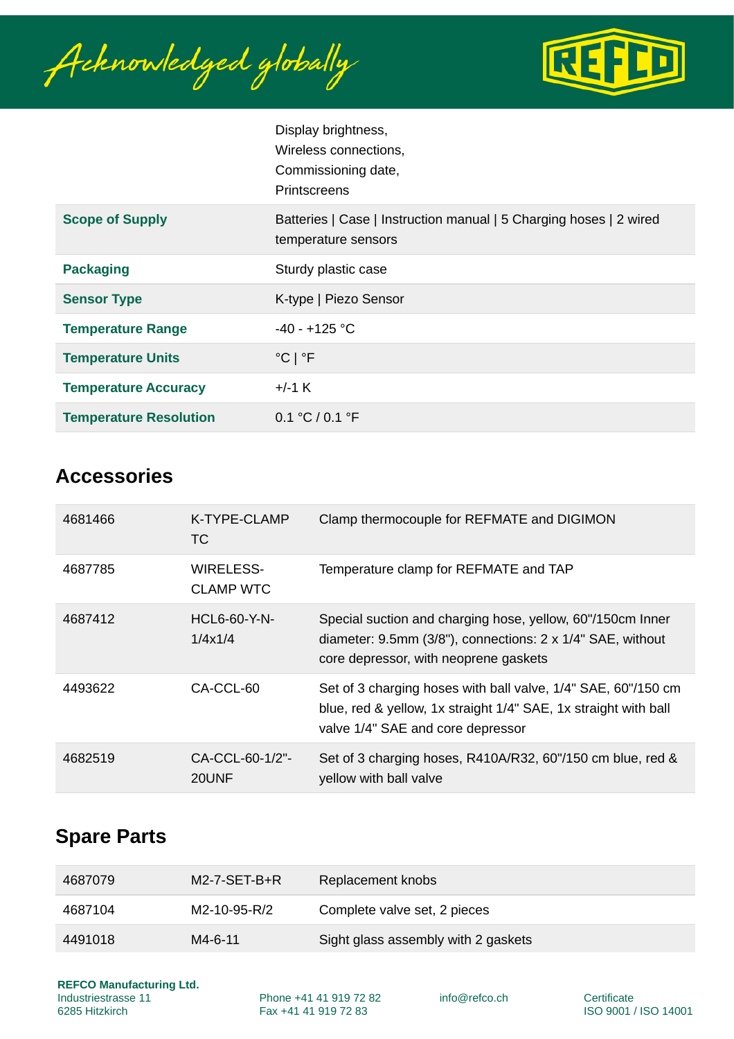| | |
|---|---|
| | Display brightness,<br>Wireless connections,<br>Commissioning date,<br>Printscreens |
| **Scope of Supply** | Batteries \| Case \| Instruction manual \| 5 Charging hoses \| 2 wired temperature sensors |
| **Packaging** | Sturdy plastic case |
| **Sensor Type** | K-type \| Piezo Sensor |
| **Temperature Range** | -40 - +125 °C |
| **Temperature Units** | °C \| °F |
| **Temperature Accuracy** | +/-1 K |
| **Temperature Resolution** | 0.1 °C / 0.1 °F |

## Accessories

| | | |
|---|---|---|
| 4681466 | K-TYPE-CLAMP TC | Clamp thermocouple for REFMATE and DIGIMON |
| 4687785 | WIRELESS-CLAMP WTC | Temperature clamp for REFMATE and TAP |
| 4687412 | HCL6-60-Y-N-1/4x1/4 | Special suction and charging hose, yellow, 60"/150cm Inner diameter: 9.5mm (3/8"), connections: 2 x 1/4" SAE, without core depressor, with neoprene gaskets |
| 4493622 | CA-CCL-60 | Set of 3 charging hoses with ball valve, 1/4" SAE, 60"/150 cm blue, red & yellow, 1x straight 1/4" SAE, 1x straight with ball valve 1/4" SAE and core depressor |
| 4682519 | CA-CCL-60-1/2"-20UNF | Set of 3 charging hoses, R410A/R32, 60"/150 cm blue, red & yellow with ball valve |

## Spare Parts

| | | |
|---|---|---|
| 4687079 | M2-7-SET-B+R | Replacement knobs |
| 4687104 | M2-10-95-R/2 | Complete valve set, 2 pieces |
| 4491018 | M4-6-11 | Sight glass assembly with 2 gaskets |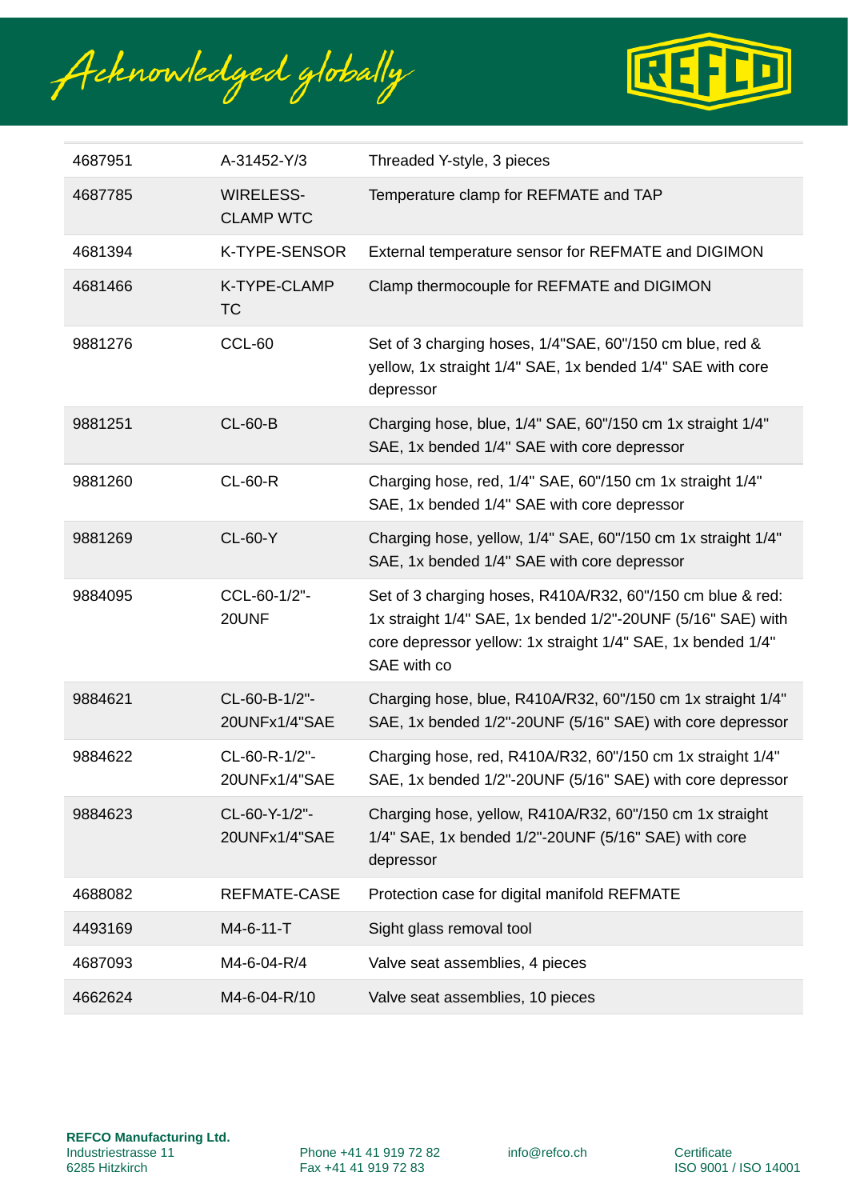| | | |
|---|---|---|
| 4687951 | A-31452-Y/3 | Threaded Y-style, 3 pieces |
| 4687785 | WIRELESS-CLAMP WTC | Temperature clamp for REFMATE and TAP |
| 4681394 | K-TYPE-SENSOR | External temperature sensor for REFMATE and DIGIMON |
| 4681466 | K-TYPE-CLAMP TC | Clamp thermocouple for REFMATE and DIGIMON |
| 9881276 | CCL-60 | Set of 3 charging hoses, 1/4"SAE, 60"/150 cm blue, red & yellow, 1x straight 1/4" SAE, 1x bended 1/4" SAE with core depressor |
| 9881251 | CL-60-B | Charging hose, blue, 1/4" SAE, 60"/150 cm 1x straight 1/4" SAE, 1x bended 1/4" SAE with core depressor |
| 9881260 | CL-60-R | Charging hose, red, 1/4" SAE, 60"/150 cm 1x straight 1/4" SAE, 1x bended 1/4" SAE with core depressor |
| 9881269 | CL-60-Y | Charging hose, yellow, 1/4" SAE, 60"/150 cm 1x straight 1/4" SAE, 1x bended 1/4" SAE with core depressor |
| 9884095 | CCL-60-1/2"-20UNF | Set of 3 charging hoses, R410A/R32, 60"/150 cm blue & red: 1x straight 1/4" SAE, 1x bended 1/2"-20UNF (5/16" SAE) with core depressor yellow: 1x straight 1/4" SAE, 1x bended 1/4" SAE with co |
| 9884621 | CL-60-B-1/2"-20UNFx1/4"SAE | Charging hose, blue, R410A/R32, 60"/150 cm 1x straight 1/4" SAE, 1x bended 1/2"-20UNF (5/16" SAE) with core depressor |
| 9884622 | CL-60-R-1/2"-20UNFx1/4"SAE | Charging hose, red, R410A/R32, 60"/150 cm 1x straight 1/4" SAE, 1x bended 1/2"-20UNF (5/16" SAE) with core depressor |
| 9884623 | CL-60-Y-1/2"-20UNFx1/4"SAE | Charging hose, yellow, R410A/R32, 60"/150 cm 1x straight 1/4" SAE, 1x bended 1/2"-20UNF (5/16" SAE) with core depressor |
| 4688082 | REFMATE-CASE | Protection case for digital manifold REFMATE |
| 4493169 | M4-6-11-T | Sight glass removal tool |
| 4687093 | M4-6-04-R/4 | Valve seat assemblies, 4 pieces |
| 4662624 | M4-6-04-R/10 | Valve seat assemblies, 10 pieces |